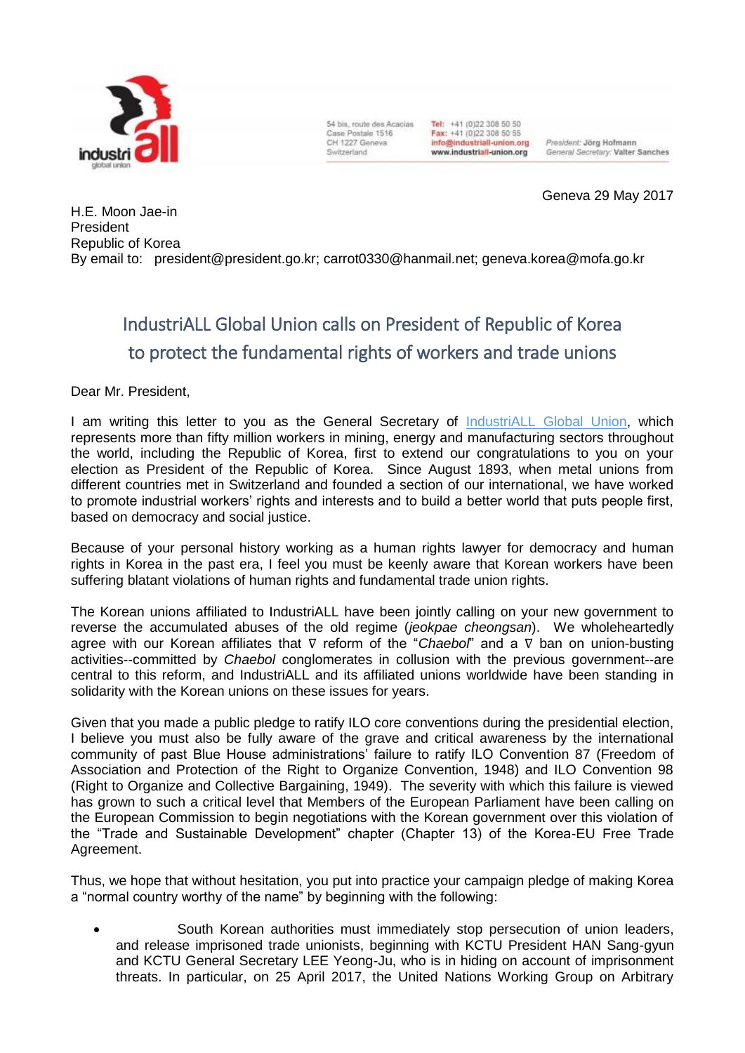industriALL global union

54 bis, route des Acacias
Case Postale 1516
CH 1227 Geneva
Switzerland

Tel: +41 (0)22 308 50 50
Fax: +41 (0)22 308 50 55
info@industriall-union.org
www.industriall-union.org

President: Jörg Hofmann
General Secretary: Valter Sanches

Geneva 29 May 2017

H.E. Moon Jae-in
President
Republic of Korea
By email to: president@president.go.kr; carrot0330@hanmail.net; geneva.korea@mofa.go.kr

# IndustriALL Global Union calls on President of Republic of Korea to protect the fundamental rights of workers and trade unions

Dear Mr. President,

I am writing this letter to you as the General Secretary of IndustriALL Global Union, which represents more than fifty million workers in mining, energy and manufacturing sectors throughout the world, including the Republic of Korea, first to extend our congratulations to you on your election as President of the Republic of Korea. Since August 1893, when metal unions from different countries met in Switzerland and founded a section of our international, we have worked to promote industrial workers' rights and interests and to build a better world that puts people first, based on democracy and social justice.

Because of your personal history working as a human rights lawyer for democracy and human rights in Korea in the past era, I feel you must be keenly aware that Korean workers have been suffering blatant violations of human rights and fundamental trade union rights.

The Korean unions affiliated to IndustriALL have been jointly calling on your new government to reverse the accumulated abuses of the old regime (*jeokpae cheongsan*). We wholeheartedly agree with our Korean affiliates that ∇ reform of the "*Chaebol*" and a ∇ ban on union-busting activities--committed by *Chaebol* conglomerates in collusion with the previous government--are central to this reform, and IndustriALL and its affiliated unions worldwide have been standing in solidarity with the Korean unions on these issues for years.

Given that you made a public pledge to ratify ILO core conventions during the presidential election, I believe you must also be fully aware of the grave and critical awareness by the international community of past Blue House administrations' failure to ratify ILO Convention 87 (Freedom of Association and Protection of the Right to Organize Convention, 1948) and ILO Convention 98 (Right to Organize and Collective Bargaining, 1949). The severity with which this failure is viewed has grown to such a critical level that Members of the European Parliament have been calling on the European Commission to begin negotiations with the Korean government over this violation of the "Trade and Sustainable Development" chapter (Chapter 13) of the Korea-EU Free Trade Agreement.

Thus, we hope that without hesitation, you put into practice your campaign pledge of making Korea a "normal country worthy of the name" by beginning with the following:

- South Korean authorities must immediately stop persecution of union leaders, and release imprisoned trade unionists, beginning with KCTU President HAN Sang-gyun and KCTU General Secretary LEE Yeong-Ju, who is in hiding on account of imprisonment threats. In particular, on 25 April 2017, the United Nations Working Group on Arbitrary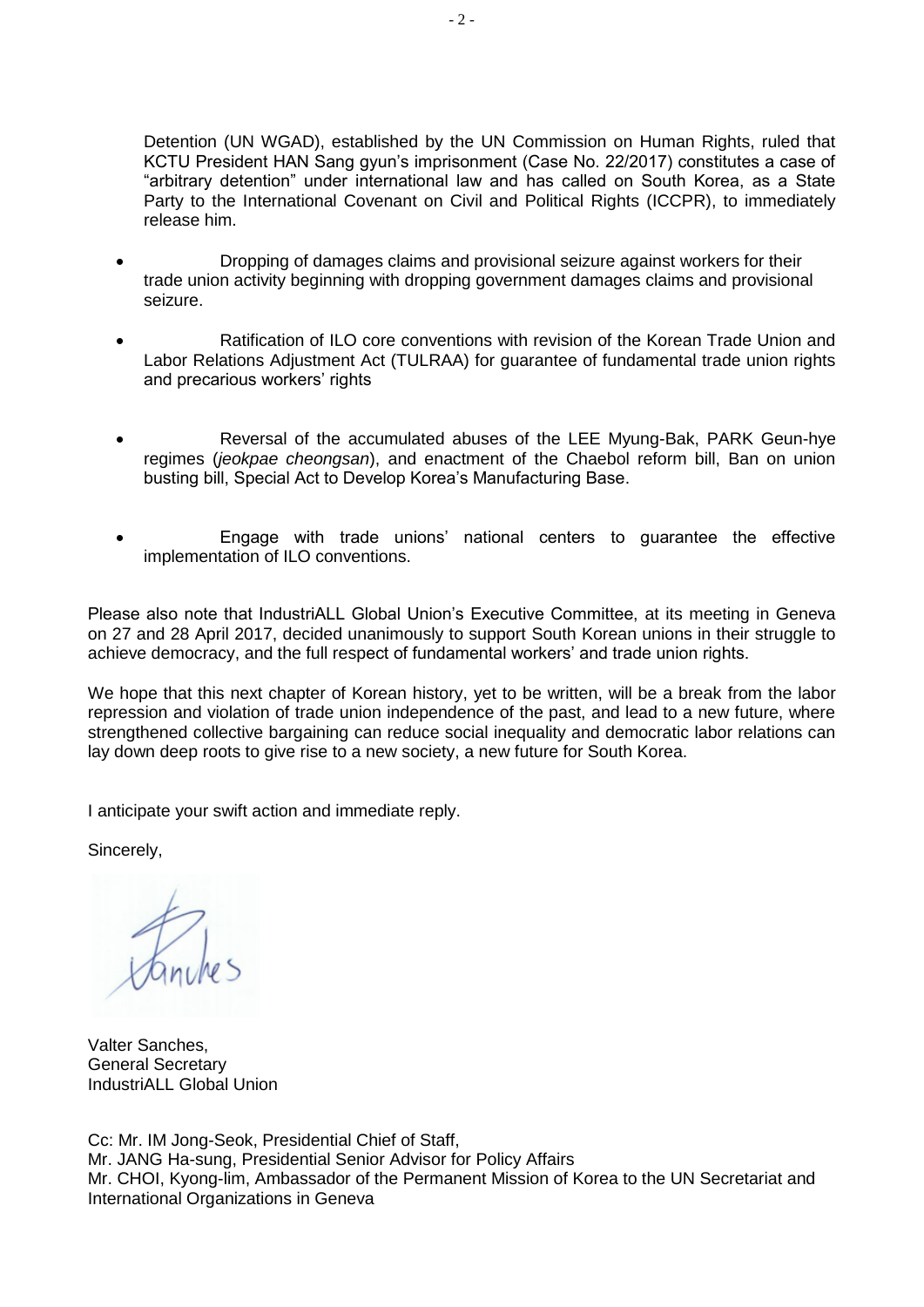Detention (UN WGAD), established by the UN Commission on Human Rights, ruled that KCTU President HAN Sang gyun's imprisonment (Case No. 22/2017) constitutes a case of "arbitrary detention" under international law and has called on South Korea, as a State Party to the International Covenant on Civil and Political Rights (ICCPR), to immediately release him.

- Dropping of damages claims and provisional seizure against workers for their trade union activity beginning with dropping government damages claims and provisional seizure.
- Ratification of ILO core conventions with revision of the Korean Trade Union and Labor Relations Adjustment Act (TULRAA) for guarantee of fundamental trade union rights and precarious workers' rights
- Reversal of the accumulated abuses of the LEE Myung-Bak, PARK Geun-hye regimes (*jeokpae cheongsan*), and enactment of the Chaebol reform bill, Ban on union busting bill, Special Act to Develop Korea's Manufacturing Base.
- Engage with trade unions' national centers to guarantee the effective implementation of ILO conventions.

Please also note that IndustriALL Global Union's Executive Committee, at its meeting in Geneva on 27 and 28 April 2017, decided unanimously to support South Korean unions in their struggle to achieve democracy, and the full respect of fundamental workers' and trade union rights.

We hope that this next chapter of Korean history, yet to be written, will be a break from the labor repression and violation of trade union independence of the past, and lead to a new future, where strengthened collective bargaining can reduce social inequality and democratic labor relations can lay down deep roots to give rise to a new society, a new future for South Korea.

I anticipate your swift action and immediate reply.

Sincerely,

Valter Sanches,
General Secretary
IndustriALL Global Union

Cc: Mr. IM Jong-Seok, Presidential Chief of Staff,
Mr. JANG Ha-sung, Presidential Senior Advisor for Policy Affairs
Mr. CHOI, Kyong-lim, Ambassador of the Permanent Mission of Korea to the UN Secretariat and International Organizations in Geneva